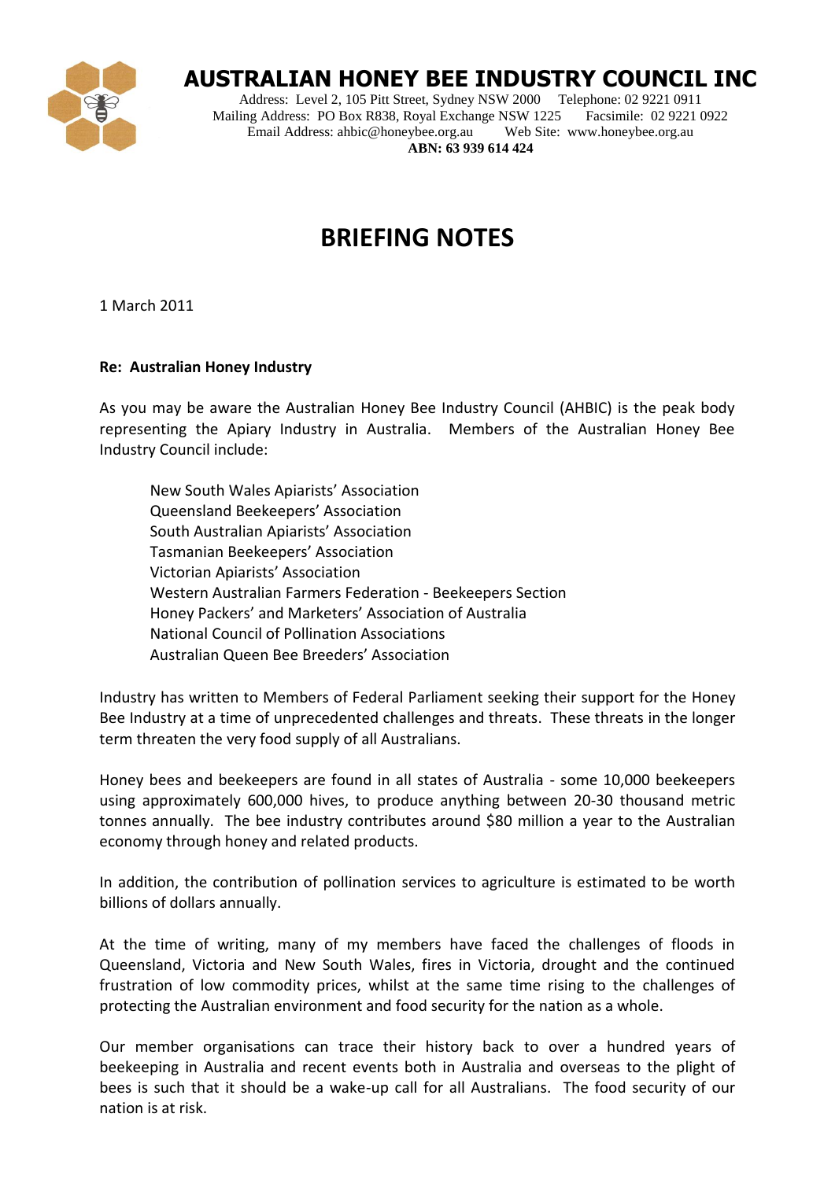# AUSTRALIAN HONEY BEE INDUSTRY COUNCIL INC

Address: Level 2, 105 Pitt Street, Sydney NSW 2000 Telephone: 02 9221 0911
Mailing Address: PO Box R838, Royal Exchange NSW 1225 Facsimile: 02 9221 0922
Email Address: ahbic@honeybee.org.au Web Site: www.honeybee.org.au
**ABN: 63 939 614 424**

# BRIEFING NOTES

1 March 2011

**Re: Australian Honey Industry**

As you may be aware the Australian Honey Bee Industry Council (AHBIC) is the peak body representing the Apiary Industry in Australia. Members of the Australian Honey Bee Industry Council include:

New South Wales Apiarists' Association
Queensland Beekeepers' Association
South Australian Apiarists' Association
Tasmanian Beekeepers' Association
Victorian Apiarists' Association
Western Australian Farmers Federation - Beekeepers Section
Honey Packers' and Marketers' Association of Australia
National Council of Pollination Associations
Australian Queen Bee Breeders' Association

Industry has written to Members of Federal Parliament seeking their support for the Honey Bee Industry at a time of unprecedented challenges and threats. These threats in the longer term threaten the very food supply of all Australians.

Honey bees and beekeepers are found in all states of Australia - some 10,000 beekeepers using approximately 600,000 hives, to produce anything between 20-30 thousand metric tonnes annually. The bee industry contributes around $80 million a year to the Australian economy through honey and related products.

In addition, the contribution of pollination services to agriculture is estimated to be worth billions of dollars annually.

At the time of writing, many of my members have faced the challenges of floods in Queensland, Victoria and New South Wales, fires in Victoria, drought and the continued frustration of low commodity prices, whilst at the same time rising to the challenges of protecting the Australian environment and food security for the nation as a whole.

Our member organisations can trace their history back to over a hundred years of beekeeping in Australia and recent events both in Australia and overseas to the plight of bees is such that it should be a wake-up call for all Australians. The food security of our nation is at risk.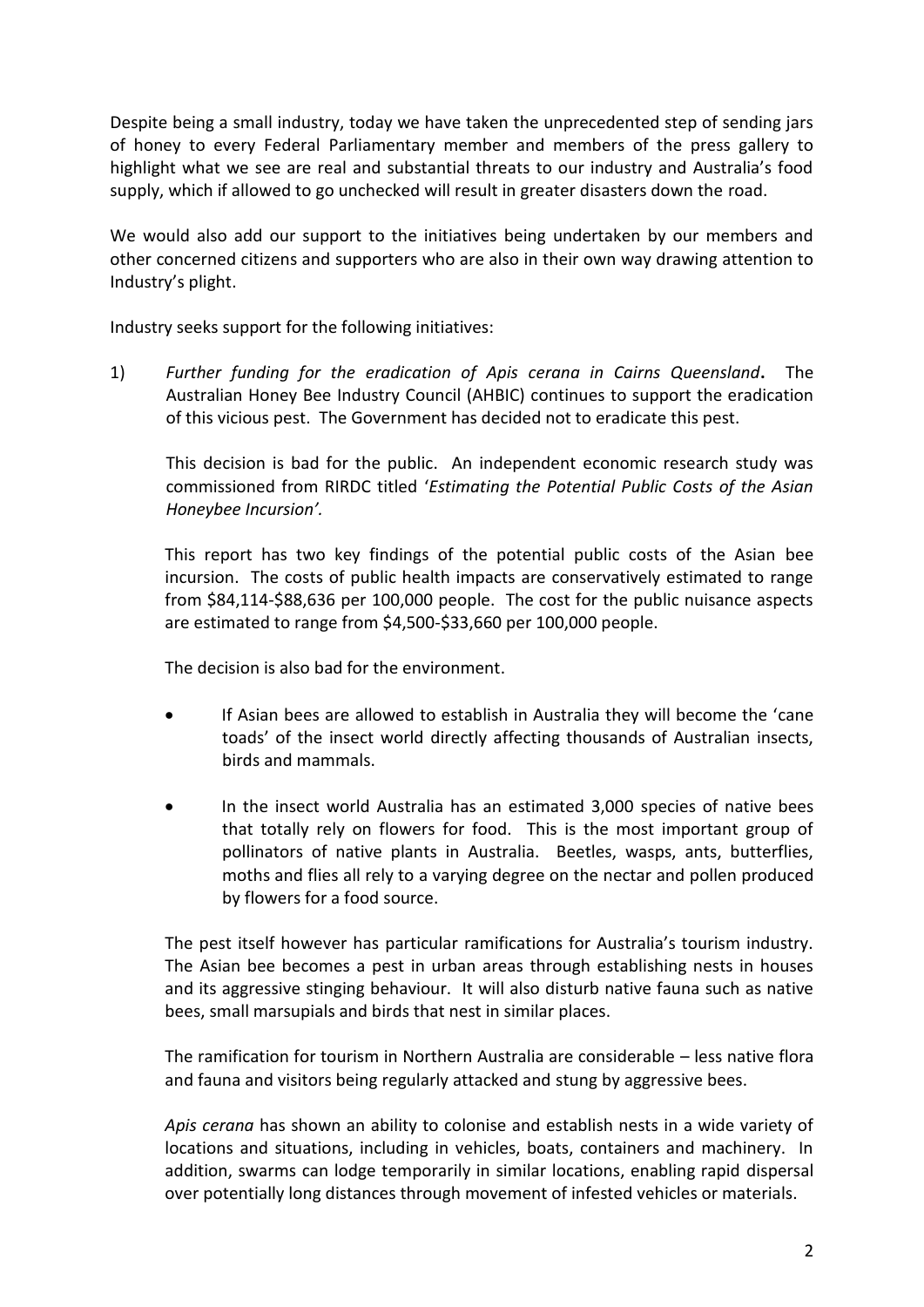Despite being a small industry, today we have taken the unprecedented step of sending jars of honey to every Federal Parliamentary member and members of the press gallery to highlight what we see are real and substantial threats to our industry and Australia's food supply, which if allowed to go unchecked will result in greater disasters down the road.

We would also add our support to the initiatives being undertaken by our members and other concerned citizens and supporters who are also in their own way drawing attention to Industry's plight.

Industry seeks support for the following initiatives:

1) *Further funding for the eradication of Apis cerana in Cairns Queensland***.** The Australian Honey Bee Industry Council (AHBIC) continues to support the eradication of this vicious pest. The Government has decided not to eradicate this pest.

   This decision is bad for the public. An independent economic research study was commissioned from RIRDC titled '*Estimating the Potential Public Costs of the Asian Honeybee Incursion'.*

   This report has two key findings of the potential public costs of the Asian bee incursion. The costs of public health impacts are conservatively estimated to range from $84,114-$88,636 per 100,000 people. The cost for the public nuisance aspects are estimated to range from $4,500-$33,660 per 100,000 people.

   The decision is also bad for the environment.

   - If Asian bees are allowed to establish in Australia they will become the 'cane toads' of the insect world directly affecting thousands of Australian insects, birds and mammals.
   - In the insect world Australia has an estimated 3,000 species of native bees that totally rely on flowers for food. This is the most important group of pollinators of native plants in Australia. Beetles, wasps, ants, butterflies, moths and flies all rely to a varying degree on the nectar and pollen produced by flowers for a food source.

   The pest itself however has particular ramifications for Australia's tourism industry. The Asian bee becomes a pest in urban areas through establishing nests in houses and its aggressive stinging behaviour. It will also disturb native fauna such as native bees, small marsupials and birds that nest in similar places.

   The ramification for tourism in Northern Australia are considerable – less native flora and fauna and visitors being regularly attacked and stung by aggressive bees.

   *Apis cerana* has shown an ability to colonise and establish nests in a wide variety of locations and situations, including in vehicles, boats, containers and machinery. In addition, swarms can lodge temporarily in similar locations, enabling rapid dispersal over potentially long distances through movement of infested vehicles or materials.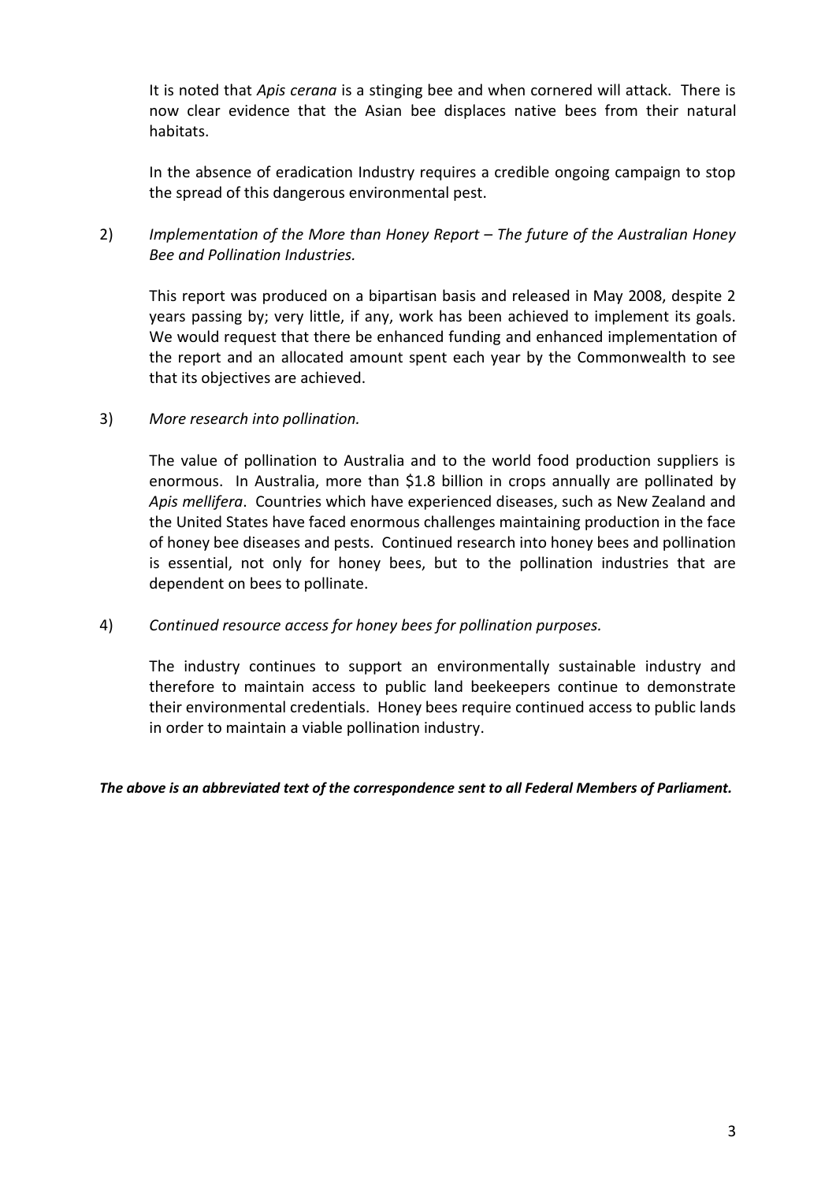It is noted that *Apis cerana* is a stinging bee and when cornered will attack. There is now clear evidence that the Asian bee displaces native bees from their natural habitats.

In the absence of eradication Industry requires a credible ongoing campaign to stop the spread of this dangerous environmental pest.

2) *Implementation of the More than Honey Report – The future of the Australian Honey Bee and Pollination Industries.*

This report was produced on a bipartisan basis and released in May 2008, despite 2 years passing by; very little, if any, work has been achieved to implement its goals. We would request that there be enhanced funding and enhanced implementation of the report and an allocated amount spent each year by the Commonwealth to see that its objectives are achieved.

3) *More research into pollination.*

The value of pollination to Australia and to the world food production suppliers is enormous. In Australia, more than $1.8 billion in crops annually are pollinated by *Apis mellifera*. Countries which have experienced diseases, such as New Zealand and the United States have faced enormous challenges maintaining production in the face of honey bee diseases and pests. Continued research into honey bees and pollination is essential, not only for honey bees, but to the pollination industries that are dependent on bees to pollinate.

4) *Continued resource access for honey bees for pollination purposes.*

The industry continues to support an environmentally sustainable industry and therefore to maintain access to public land beekeepers continue to demonstrate their environmental credentials. Honey bees require continued access to public lands in order to maintain a viable pollination industry.

***The above is an abbreviated text of the correspondence sent to all Federal Members of Parliament.***